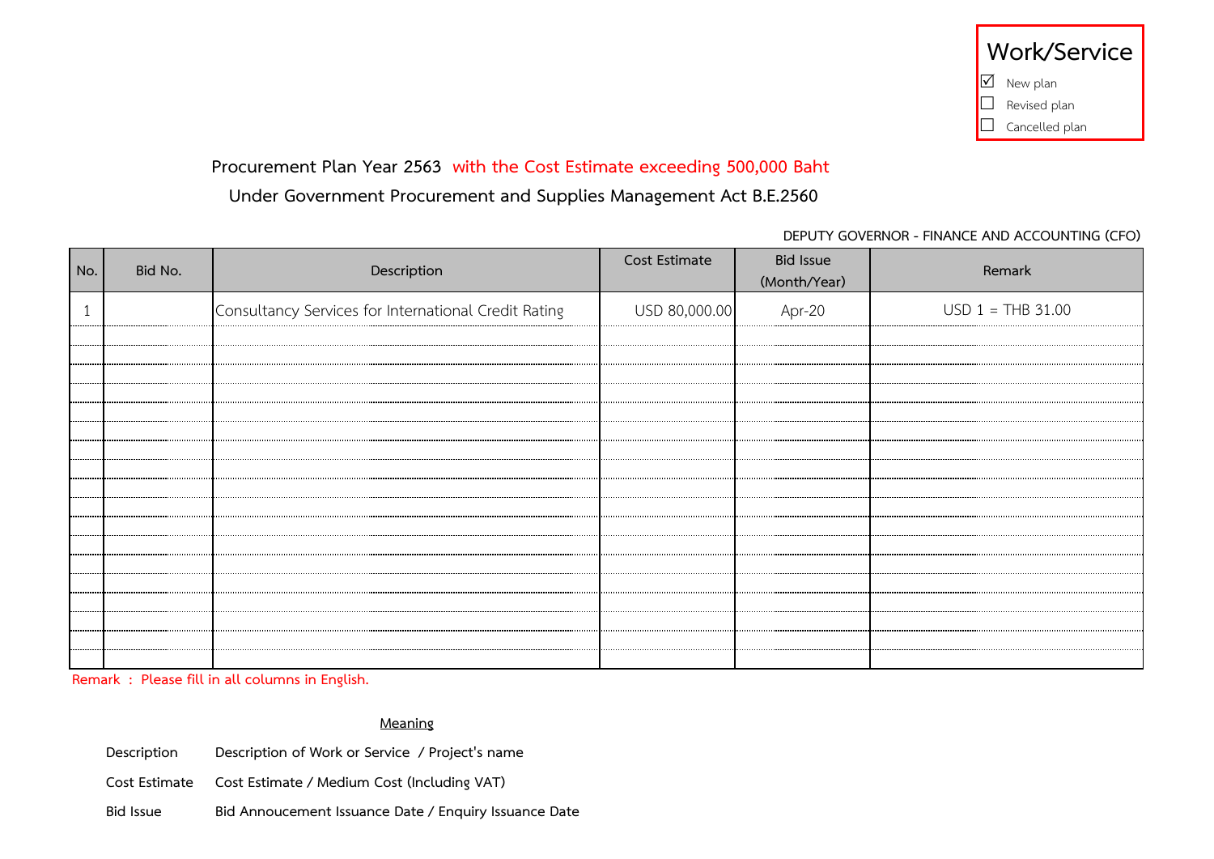**Work/Service**

- ☑ New plan
- ☐ Revised plan
- ☐ Cancelled plan

## Procurement Plan Year 2563 with the Cost Estimate exceeding 500,000 Baht

## Under Government Procurement and Supplies Management Act B.E.2560

DEPUTY GOVERNOR - FINANCE AND ACCOUNTING (CFO)

| No. | Bid No. | Description | Cost Estimate | Bid Issue (Month/Year) | Remark |
|---|---|---|---|---|---|
| 1 | | Consultancy Services for International Credit Rating | USD 80,000.00 | Apr-20 | USD 1 = THB 31.00 |

Remark : Please fill in all columns in English.

**Meaning**

| | |
|---|---|
| Description | Description of Work or Service / Project's name |
| Cost Estimate | Cost Estimate / Medium Cost (Including VAT) |
| Bid Issue | Bid Annoucement Issuance Date / Enquiry Issuance Date |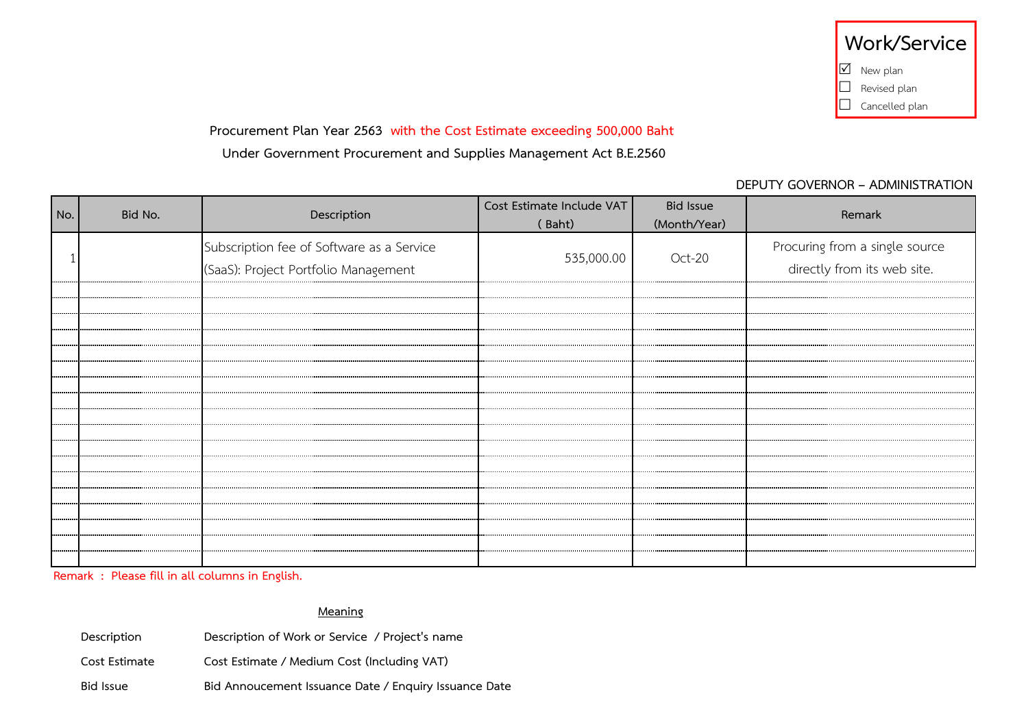**Work/Service**

☑ New plan
☐ Revised plan
☐ Cancelled plan

Procurement Plan Year 2563 with the Cost Estimate exceeding 500,000 Baht

Under Government Procurement and Supplies Management Act B.E.2560

DEPUTY GOVERNOR – ADMINISTRATION

| No. | Bid No. | Description | Cost Estimate Include VAT ( Baht) | Bid Issue (Month/Year) | Remark |
|---|---|---|---|---|---|
| 1 | | Subscription fee of Software as a Service (SaaS): Project Portfolio Management | 535,000.00 | Oct-20 | Procuring from a single source directly from its web site. |
| | | | | | |
| | | | | | |
| | | | | | |
| | | | | | |
| | | | | | |
| | | | | | |
| | | | | | |
| | | | | | |
| | | | | | |
| | | | | | |
| | | | | | |
| | | | | | |
| | | | | | |
| | | | | | |
| | | | | | |
| | | | | | |
| | | | | | |
| | | | | | |
| | | | | | |

Remark : Please fill in all columns in English.

Meaning

| | |
|---|---|
| Description | Description of Work or Service / Project's name |
| Cost Estimate | Cost Estimate / Medium Cost (Including VAT) |
| Bid Issue | Bid Annoucement Issuance Date / Enquiry Issuance Date |